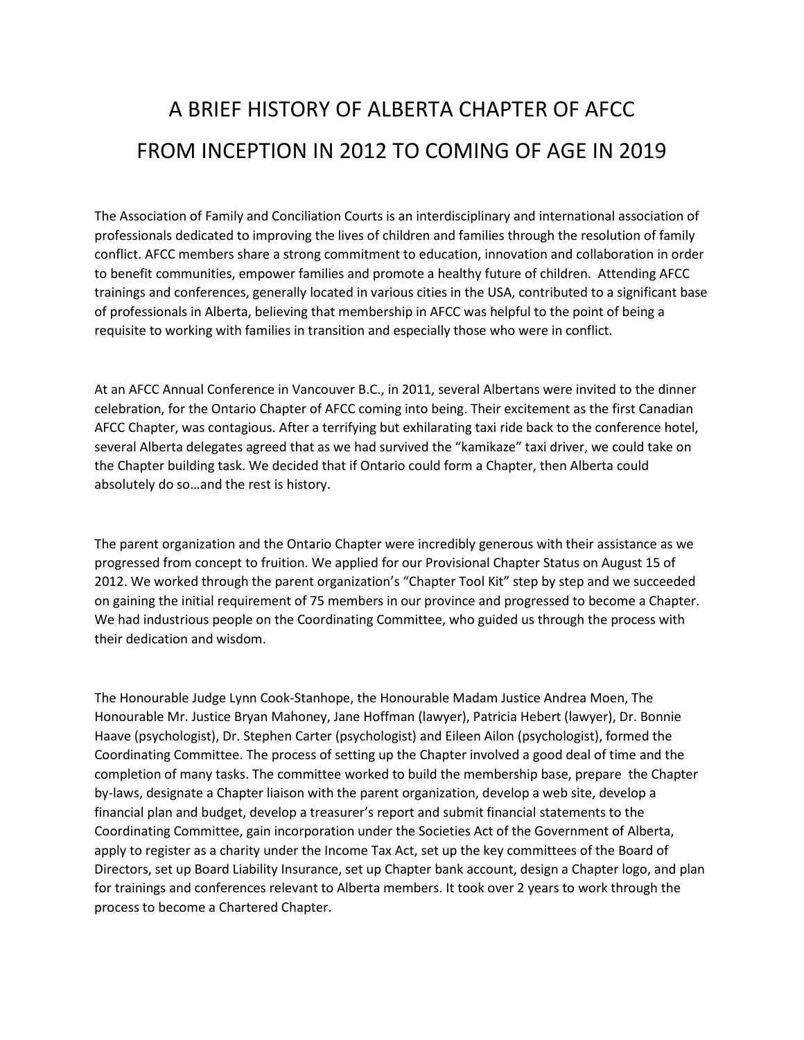# A BRIEF HISTORY OF ALBERTA CHAPTER OF AFCC
# FROM INCEPTION IN 2012 TO COMING OF AGE IN 2019

The Association of Family and Conciliation Courts is an interdisciplinary and international association of professionals dedicated to improving the lives of children and families through the resolution of family conflict. AFCC members share a strong commitment to education, innovation and collaboration in order to benefit communities, empower families and promote a healthy future of children. Attending AFCC trainings and conferences, generally located in various cities in the USA, contributed to a significant base of professionals in Alberta, believing that membership in AFCC was helpful to the point of being a requisite to working with families in transition and especially those who were in conflict.

At an AFCC Annual Conference in Vancouver B.C., in 2011, several Albertans were invited to the dinner celebration, for the Ontario Chapter of AFCC coming into being. Their excitement as the first Canadian AFCC Chapter, was contagious. After a terrifying but exhilarating taxi ride back to the conference hotel, several Alberta delegates agreed that as we had survived the "kamikaze" taxi driver, we could take on the Chapter building task. We decided that if Ontario could form a Chapter, then Alberta could absolutely do so…and the rest is history.

The parent organization and the Ontario Chapter were incredibly generous with their assistance as we progressed from concept to fruition. We applied for our Provisional Chapter Status on August 15 of 2012. We worked through the parent organization's "Chapter Tool Kit" step by step and we succeeded on gaining the initial requirement of 75 members in our province and progressed to become a Chapter. We had industrious people on the Coordinating Committee, who guided us through the process with their dedication and wisdom.

The Honourable Judge Lynn Cook-Stanhope, the Honourable Madam Justice Andrea Moen, The Honourable Mr. Justice Bryan Mahoney, Jane Hoffman (lawyer), Patricia Hebert (lawyer), Dr. Bonnie Haave (psychologist), Dr. Stephen Carter (psychologist) and Eileen Ailon (psychologist), formed the Coordinating Committee. The process of setting up the Chapter involved a good deal of time and the completion of many tasks. The committee worked to build the membership base, prepare the Chapter by-laws, designate a Chapter liaison with the parent organization, develop a web site, develop a financial plan and budget, develop a treasurer's report and submit financial statements to the Coordinating Committee, gain incorporation under the Societies Act of the Government of Alberta, apply to register as a charity under the Income Tax Act, set up the key committees of the Board of Directors, set up Board Liability Insurance, set up Chapter bank account, design a Chapter logo, and plan for trainings and conferences relevant to Alberta members. It took over 2 years to work through the process to become a Chartered Chapter.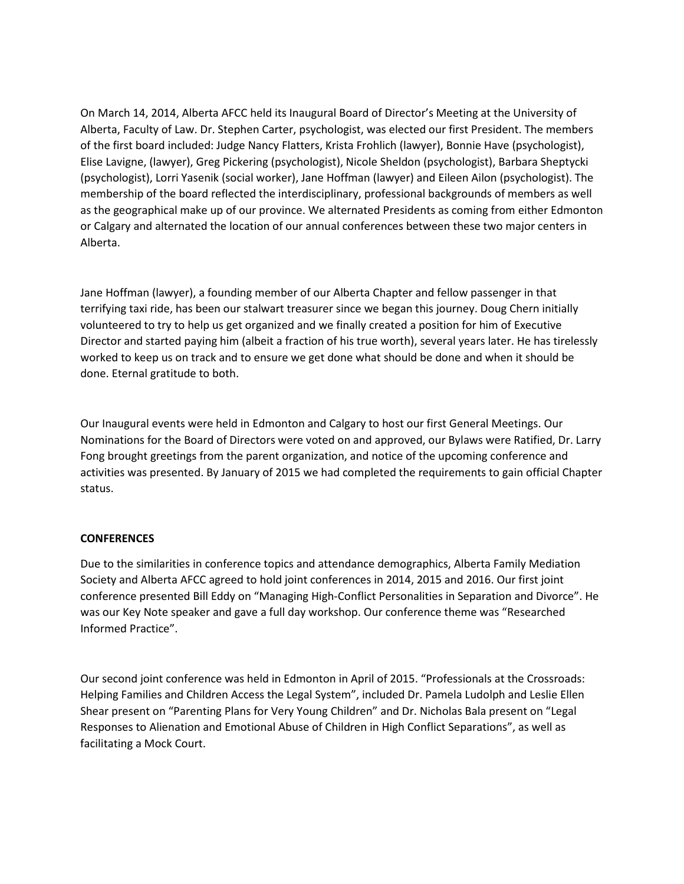On March 14, 2014, Alberta AFCC held its Inaugural Board of Director's Meeting at the University of Alberta, Faculty of Law. Dr. Stephen Carter, psychologist, was elected our first President. The members of the first board included: Judge Nancy Flatters, Krista Frohlich (lawyer), Bonnie Have (psychologist), Elise Lavigne, (lawyer), Greg Pickering (psychologist), Nicole Sheldon (psychologist), Barbara Sheptycki (psychologist), Lorri Yasenik (social worker), Jane Hoffman (lawyer) and Eileen Ailon (psychologist). The membership of the board reflected the interdisciplinary, professional backgrounds of members as well as the geographical make up of our province. We alternated Presidents as coming from either Edmonton or Calgary and alternated the location of our annual conferences between these two major centers in Alberta.

Jane Hoffman (lawyer), a founding member of our Alberta Chapter and fellow passenger in that terrifying taxi ride, has been our stalwart treasurer since we began this journey. Doug Chern initially volunteered to try to help us get organized and we finally created a position for him of Executive Director and started paying him (albeit a fraction of his true worth), several years later. He has tirelessly worked to keep us on track and to ensure we get done what should be done and when it should be done. Eternal gratitude to both.

Our Inaugural events were held in Edmonton and Calgary to host our first General Meetings. Our Nominations for the Board of Directors were voted on and approved, our Bylaws were Ratified, Dr. Larry Fong brought greetings from the parent organization, and notice of the upcoming conference and activities was presented. By January of 2015 we had completed the requirements to gain official Chapter status.

**CONFERENCES**

Due to the similarities in conference topics and attendance demographics, Alberta Family Mediation Society and Alberta AFCC agreed to hold joint conferences in 2014, 2015 and 2016. Our first joint conference presented Bill Eddy on "Managing High-Conflict Personalities in Separation and Divorce". He was our Key Note speaker and gave a full day workshop. Our conference theme was "Researched Informed Practice".

Our second joint conference was held in Edmonton in April of 2015. "Professionals at the Crossroads: Helping Families and Children Access the Legal System", included Dr. Pamela Ludolph and Leslie Ellen Shear present on "Parenting Plans for Very Young Children" and Dr. Nicholas Bala present on "Legal Responses to Alienation and Emotional Abuse of Children in High Conflict Separations", as well as facilitating a Mock Court.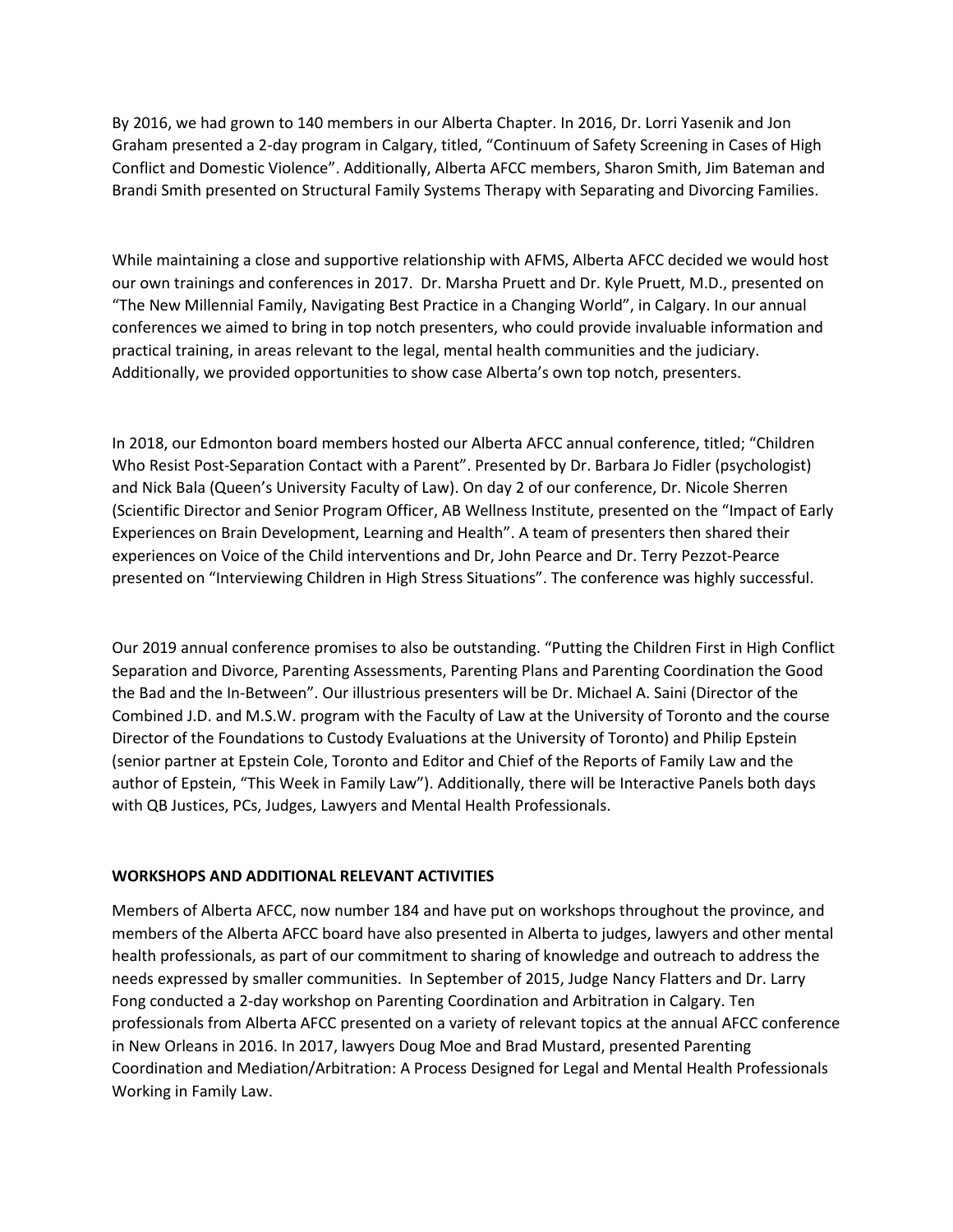By 2016, we had grown to 140 members in our Alberta Chapter. In 2016, Dr. Lorri Yasenik and Jon Graham presented a 2-day program in Calgary, titled, "Continuum of Safety Screening in Cases of High Conflict and Domestic Violence". Additionally, Alberta AFCC members, Sharon Smith, Jim Bateman and Brandi Smith presented on Structural Family Systems Therapy with Separating and Divorcing Families.

While maintaining a close and supportive relationship with AFMS, Alberta AFCC decided we would host our own trainings and conferences in 2017. Dr. Marsha Pruett and Dr. Kyle Pruett, M.D., presented on "The New Millennial Family, Navigating Best Practice in a Changing World", in Calgary. In our annual conferences we aimed to bring in top notch presenters, who could provide invaluable information and practical training, in areas relevant to the legal, mental health communities and the judiciary. Additionally, we provided opportunities to show case Alberta's own top notch, presenters.

In 2018, our Edmonton board members hosted our Alberta AFCC annual conference, titled; "Children Who Resist Post-Separation Contact with a Parent". Presented by Dr. Barbara Jo Fidler (psychologist) and Nick Bala (Queen's University Faculty of Law). On day 2 of our conference, Dr. Nicole Sherren (Scientific Director and Senior Program Officer, AB Wellness Institute, presented on the "Impact of Early Experiences on Brain Development, Learning and Health". A team of presenters then shared their experiences on Voice of the Child interventions and Dr, John Pearce and Dr. Terry Pezzot-Pearce presented on "Interviewing Children in High Stress Situations". The conference was highly successful.

Our 2019 annual conference promises to also be outstanding. "Putting the Children First in High Conflict Separation and Divorce, Parenting Assessments, Parenting Plans and Parenting Coordination the Good the Bad and the In-Between". Our illustrious presenters will be Dr. Michael A. Saini (Director of the Combined J.D. and M.S.W. program with the Faculty of Law at the University of Toronto and the course Director of the Foundations to Custody Evaluations at the University of Toronto) and Philip Epstein (senior partner at Epstein Cole, Toronto and Editor and Chief of the Reports of Family Law and the author of Epstein, "This Week in Family Law"). Additionally, there will be Interactive Panels both days with QB Justices, PCs, Judges, Lawyers and Mental Health Professionals.

**WORKSHOPS AND ADDITIONAL RELEVANT ACTIVITIES**

Members of Alberta AFCC, now number 184 and have put on workshops throughout the province, and members of the Alberta AFCC board have also presented in Alberta to judges, lawyers and other mental health professionals, as part of our commitment to sharing of knowledge and outreach to address the needs expressed by smaller communities. In September of 2015, Judge Nancy Flatters and Dr. Larry Fong conducted a 2-day workshop on Parenting Coordination and Arbitration in Calgary. Ten professionals from Alberta AFCC presented on a variety of relevant topics at the annual AFCC conference in New Orleans in 2016. In 2017, lawyers Doug Moe and Brad Mustard, presented Parenting Coordination and Mediation/Arbitration: A Process Designed for Legal and Mental Health Professionals Working in Family Law.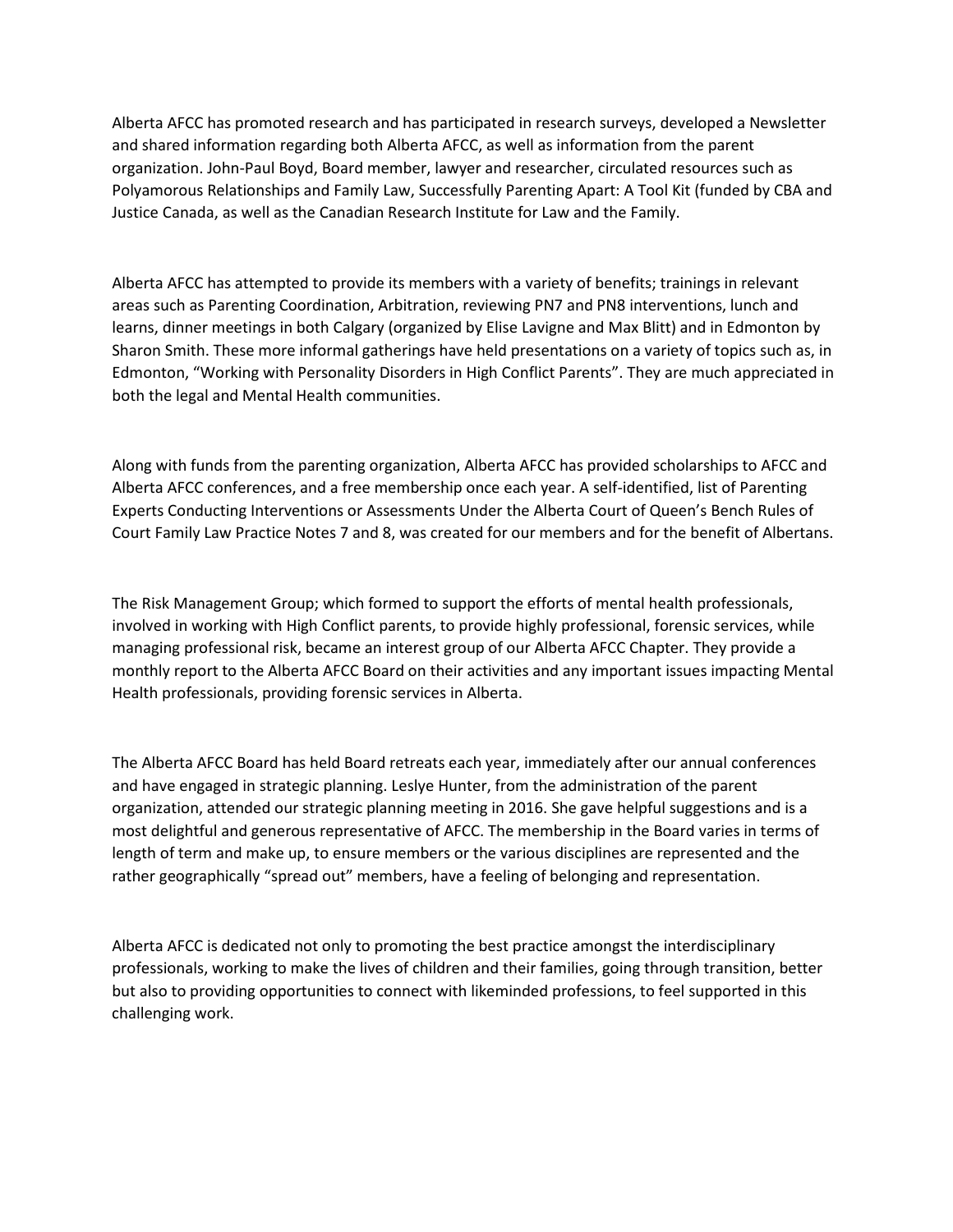Alberta AFCC has promoted research and has participated in research surveys, developed a Newsletter and shared information regarding both Alberta AFCC, as well as information from the parent organization. John-Paul Boyd, Board member, lawyer and researcher, circulated resources such as Polyamorous Relationships and Family Law, Successfully Parenting Apart: A Tool Kit (funded by CBA and Justice Canada, as well as the Canadian Research Institute for Law and the Family.

Alberta AFCC has attempted to provide its members with a variety of benefits; trainings in relevant areas such as Parenting Coordination, Arbitration, reviewing PN7 and PN8 interventions, lunch and learns, dinner meetings in both Calgary (organized by Elise Lavigne and Max Blitt) and in Edmonton by Sharon Smith. These more informal gatherings have held presentations on a variety of topics such as, in Edmonton, "Working with Personality Disorders in High Conflict Parents". They are much appreciated in both the legal and Mental Health communities.

Along with funds from the parenting organization, Alberta AFCC has provided scholarships to AFCC and Alberta AFCC conferences, and a free membership once each year. A self-identified, list of Parenting Experts Conducting Interventions or Assessments Under the Alberta Court of Queen's Bench Rules of Court Family Law Practice Notes 7 and 8, was created for our members and for the benefit of Albertans.

The Risk Management Group; which formed to support the efforts of mental health professionals, involved in working with High Conflict parents, to provide highly professional, forensic services, while managing professional risk, became an interest group of our Alberta AFCC Chapter. They provide a monthly report to the Alberta AFCC Board on their activities and any important issues impacting Mental Health professionals, providing forensic services in Alberta.

The Alberta AFCC Board has held Board retreats each year, immediately after our annual conferences and have engaged in strategic planning. Leslye Hunter, from the administration of the parent organization, attended our strategic planning meeting in 2016. She gave helpful suggestions and is a most delightful and generous representative of AFCC. The membership in the Board varies in terms of length of term and make up, to ensure members or the various disciplines are represented and the rather geographically "spread out" members, have a feeling of belonging and representation.

Alberta AFCC is dedicated not only to promoting the best practice amongst the interdisciplinary professionals, working to make the lives of children and their families, going through transition, better but also to providing opportunities to connect with likeminded professions, to feel supported in this challenging work.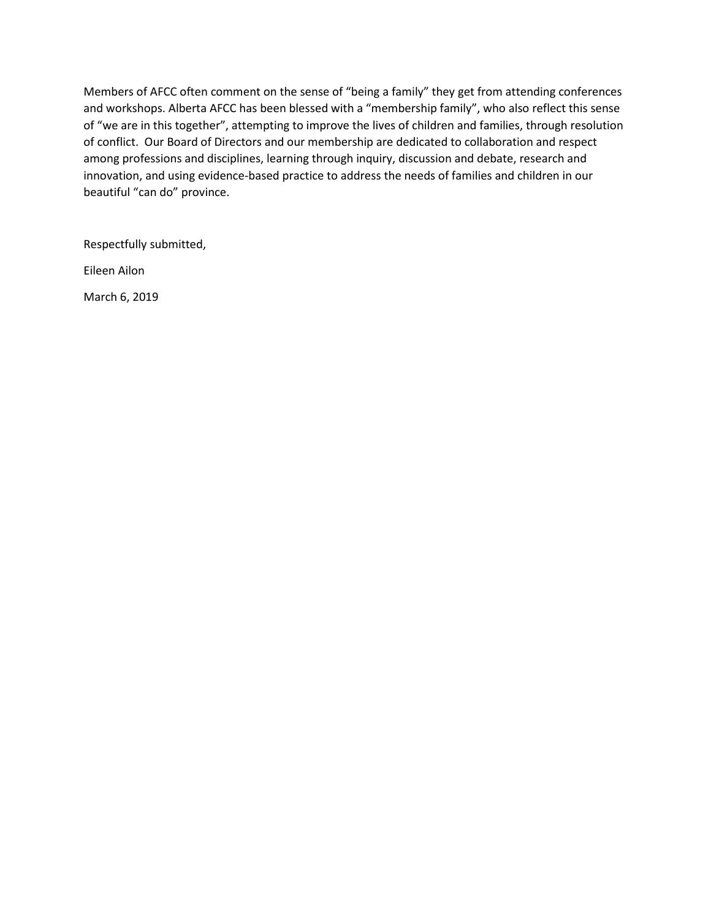Members of AFCC often comment on the sense of "being a family" they get from attending conferences and workshops. Alberta AFCC has been blessed with a "membership family", who also reflect this sense of "we are in this together", attempting to improve the lives of children and families, through resolution of conflict. Our Board of Directors and our membership are dedicated to collaboration and respect among professions and disciplines, learning through inquiry, discussion and debate, research and innovation, and using evidence-based practice to address the needs of families and children in our beautiful "can do" province.

Respectfully submitted,

Eileen Ailon

March 6, 2019